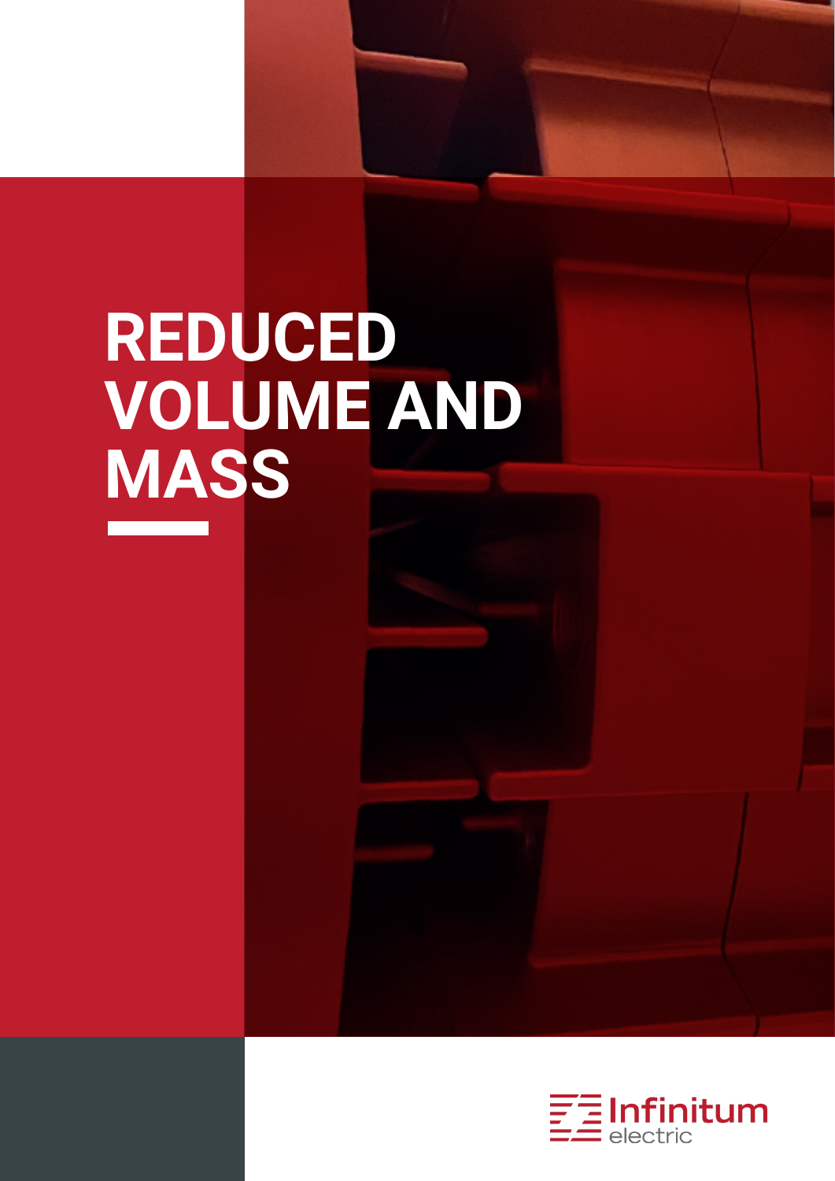# REDUCED VOLUME AND MASS

Infinitum electric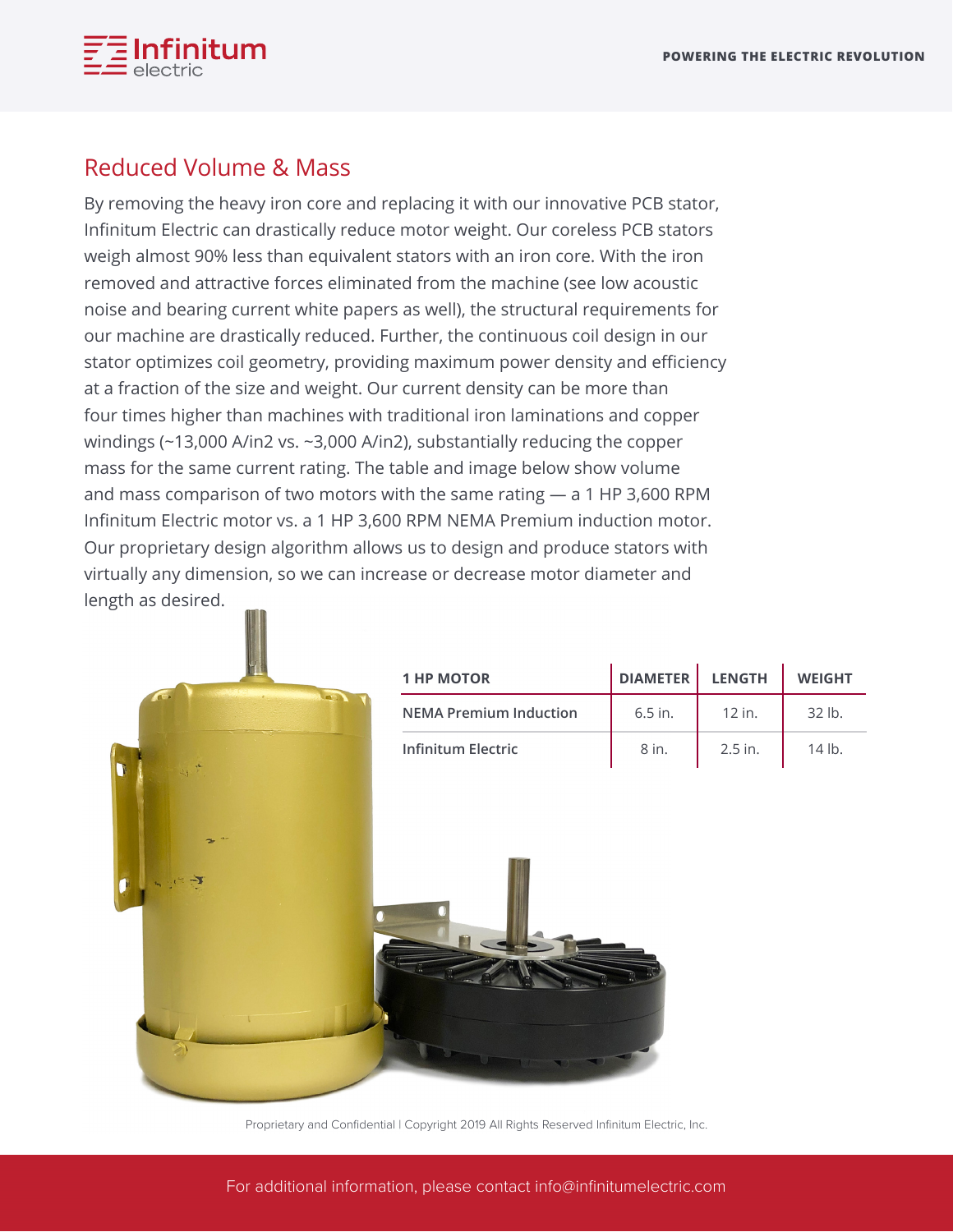## Reduced Volume & Mass

By removing the heavy iron core and replacing it with our innovative PCB stator, Infinitum Electric can drastically reduce motor weight. Our coreless PCB stators weigh almost 90% less than equivalent stators with an iron core. With the iron removed and attractive forces eliminated from the machine (see low acoustic noise and bearing current white papers as well), the structural requirements for our machine are drastically reduced. Further, the continuous coil design in our stator optimizes coil geometry, providing maximum power density and efficiency at a fraction of the size and weight. Our current density can be more than four times higher than machines with traditional iron laminations and copper windings (~13,000 A/in2 vs. ~3,000 A/in2), substantially reducing the copper mass for the same current rating. The table and image below show volume and mass comparison of two motors with the same rating — a 1 HP 3,600 RPM Infinitum Electric motor vs. a 1 HP 3,600 RPM NEMA Premium induction motor. Our proprietary design algorithm allows us to design and produce stators with virtually any dimension, so we can increase or decrease motor diameter and length as desired.

| 1 HP MOTOR | DIAMETER | LENGTH | WEIGHT |
|---|---|---|---|
| NEMA Premium Induction | 6.5 in. | 12 in. | 32 lb. |
| Infinitum Electric | 8 in. | 2.5 in. | 14 lb. |

Proprietary and Confidential | Copyright 2019 All Rights Reserved Infinitum Electric, Inc.

For additional information, please contact info@infinitumelectric.com